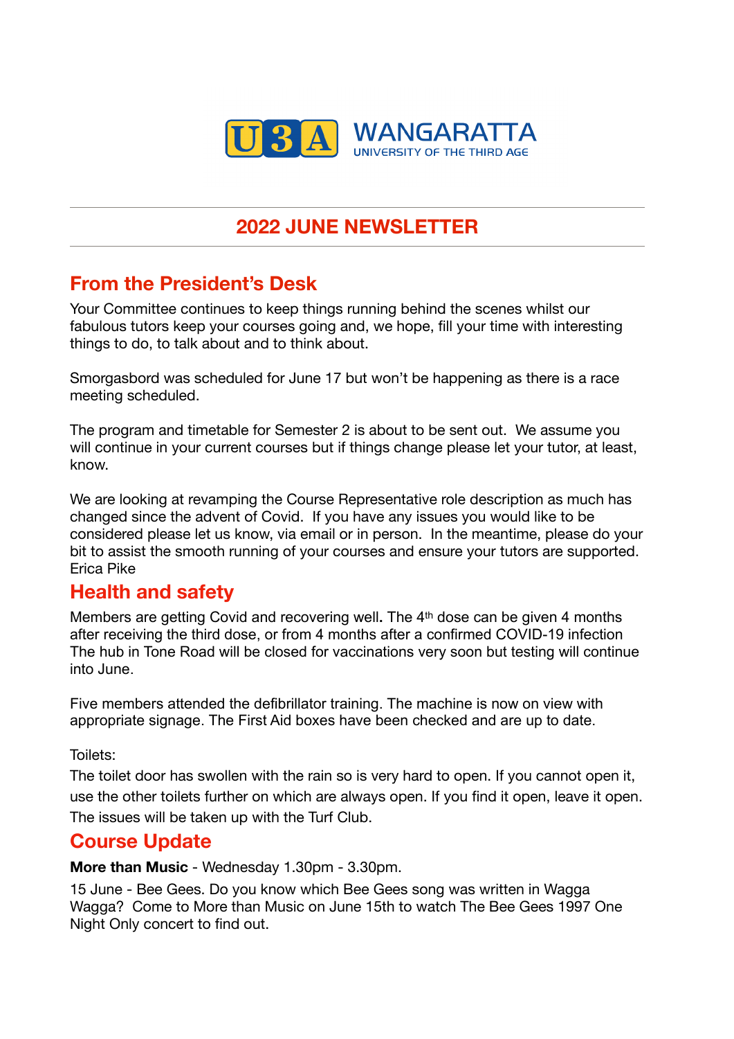U3A WANGARATTA
UNIVERSITY OF THE THIRD AGE

# 2022 JUNE NEWSLETTER

## From the President's Desk

Your Committee continues to keep things running behind the scenes whilst our fabulous tutors keep your courses going and, we hope, fill your time with interesting things to do, to talk about and to think about.

Smorgasbord was scheduled for June 17 but won't be happening as there is a race meeting scheduled.

The program and timetable for Semester 2 is about to be sent out. We assume you will continue in your current courses but if things change please let your tutor, at least, know.

We are looking at revamping the Course Representative role description as much has changed since the advent of Covid. If you have any issues you would like to be considered please let us know, via email or in person. In the meantime, please do your bit to assist the smooth running of your courses and ensure your tutors are supported.
Erica Pike

## Health and safety

Members are getting Covid and recovering well. The 4th dose can be given 4 months after receiving the third dose, or from 4 months after a confirmed COVID-19 infection The hub in Tone Road will be closed for vaccinations very soon but testing will continue into June.

Five members attended the defibrillator training. The machine is now on view with appropriate signage. The First Aid boxes have been checked and are up to date.

Toilets:

The toilet door has swollen with the rain so is very hard to open. If you cannot open it, use the other toilets further on which are always open. If you find it open, leave it open. The issues will be taken up with the Turf Club.

## Course Update

**More than Music** - Wednesday 1.30pm - 3.30pm.

15 June - Bee Gees. Do you know which Bee Gees song was written in Wagga Wagga? Come to More than Music on June 15th to watch The Bee Gees 1997 One Night Only concert to find out.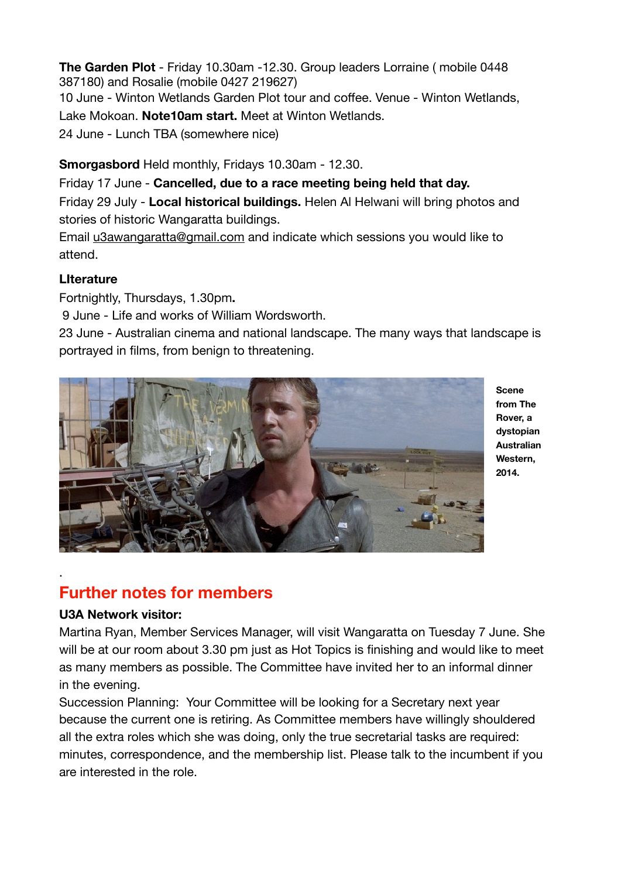**The Garden Plot** - Friday 10.30am -12.30. Group leaders Lorraine ( mobile 0448 387180) and Rosalie (mobile 0427 219627)

10 June - Winton Wetlands Garden Plot tour and coffee. Venue - Winton Wetlands, Lake Mokoan. **Note10am start.** Meet at Winton Wetlands.

24 June - Lunch TBA (somewhere nice)

**Smorgasbord** Held monthly, Fridays 10.30am - 12.30.

Friday 17 June - **Cancelled, due to a race meeting being held that day.**

Friday 29 July - **Local historical buildings.** Helen Al Helwani will bring photos and stories of historic Wangaratta buildings.

Email u3awangaratta@gmail.com and indicate which sessions you would like to attend.

**LIterature**

Fortnightly, Thursdays, 1.30pm**.**

9 June - Life and works of William Wordsworth.

23 June - Australian cinema and national landscape. The many ways that landscape is portrayed in films, from benign to threatening.

**Scene from The Rover, a dystopian Australian Western, 2014.**

.

## Further notes for members

**U3A Network visitor:**

Martina Ryan, Member Services Manager, will visit Wangaratta on Tuesday 7 June. She will be at our room about 3.30 pm just as Hot Topics is finishing and would like to meet as many members as possible. The Committee have invited her to an informal dinner in the evening.

Succession Planning: Your Committee will be looking for a Secretary next year because the current one is retiring. As Committee members have willingly shouldered all the extra roles which she was doing, only the true secretarial tasks are required: minutes, correspondence, and the membership list. Please talk to the incumbent if you are interested in the role.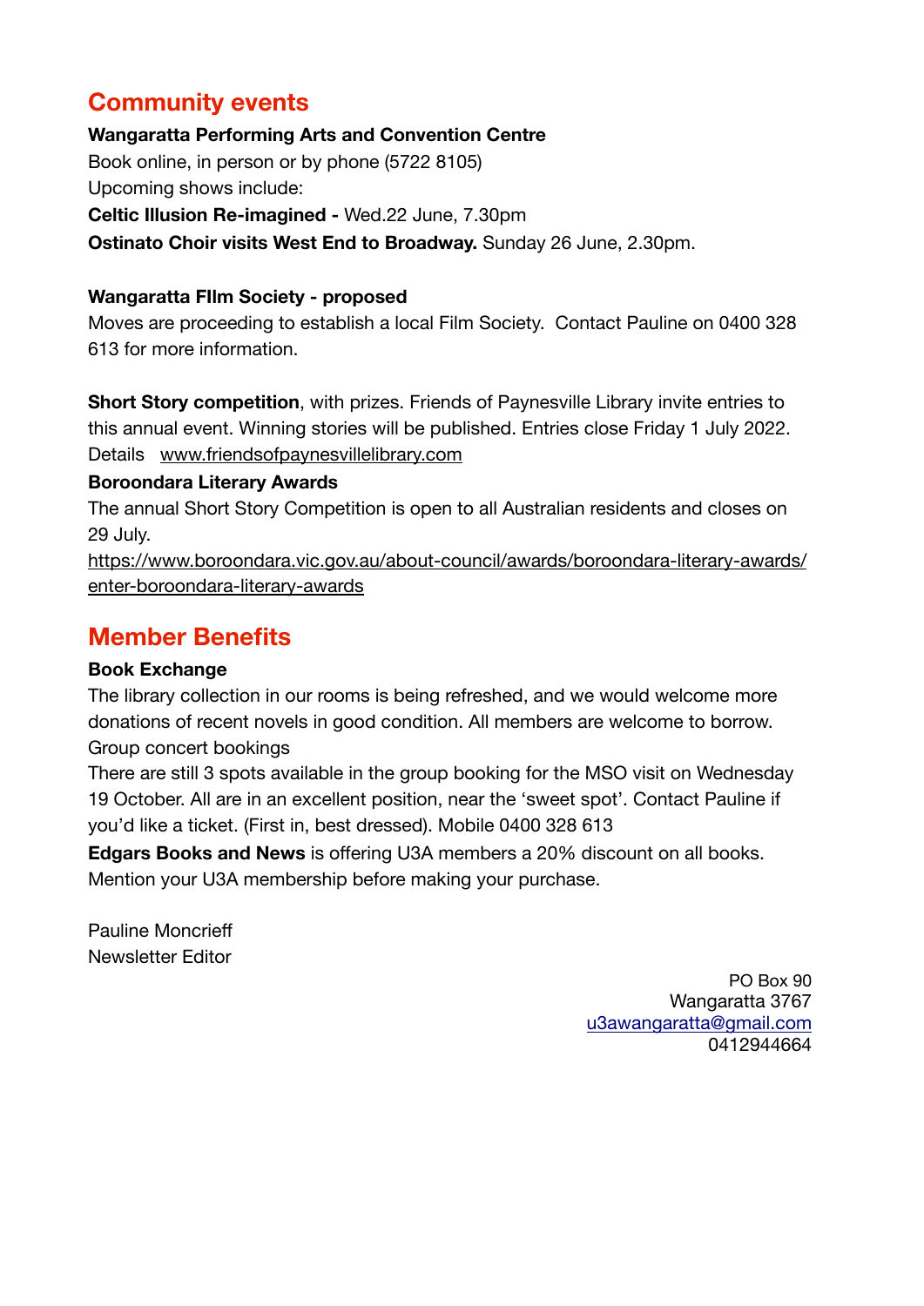## Community events

**Wangaratta Performing Arts and Convention Centre**
Book online, in person or by phone (5722 8105)
Upcoming shows include:
**Celtic Illusion Re-imagined -** Wed.22 June, 7.30pm
**Ostinato Choir visits West End to Broadway.** Sunday 26 June, 2.30pm.

**Wangaratta FIlm Society - proposed**
Moves are proceeding to establish a local Film Society. Contact Pauline on 0400 328 613 for more information.

**Short Story competition**, with prizes. Friends of Paynesville Library invite entries to this annual event. Winning stories will be published. Entries close Friday 1 July 2022. Details www.friendsofpaynesvillelibrary.com

**Boroondara Literary Awards**
The annual Short Story Competition is open to all Australian residents and closes on 29 July.
https://www.boroondara.vic.gov.au/about-council/awards/boroondara-literary-awards/enter-boroondara-literary-awards

## Member Benefits

**Book Exchange**
The library collection in our rooms is being refreshed, and we would welcome more donations of recent novels in good condition. All members are welcome to borrow.
Group concert bookings
There are still 3 spots available in the group booking for the MSO visit on Wednesday 19 October. All are in an excellent position, near the 'sweet spot'. Contact Pauline if you'd like a ticket. (First in, best dressed). Mobile 0400 328 613
**Edgars Books and News** is offering U3A members a 20% discount on all books. Mention your U3A membership before making your purchase.

Pauline Moncrieff
Newsletter Editor

PO Box 90
Wangaratta 3767
u3awangaratta@gmail.com
0412944664